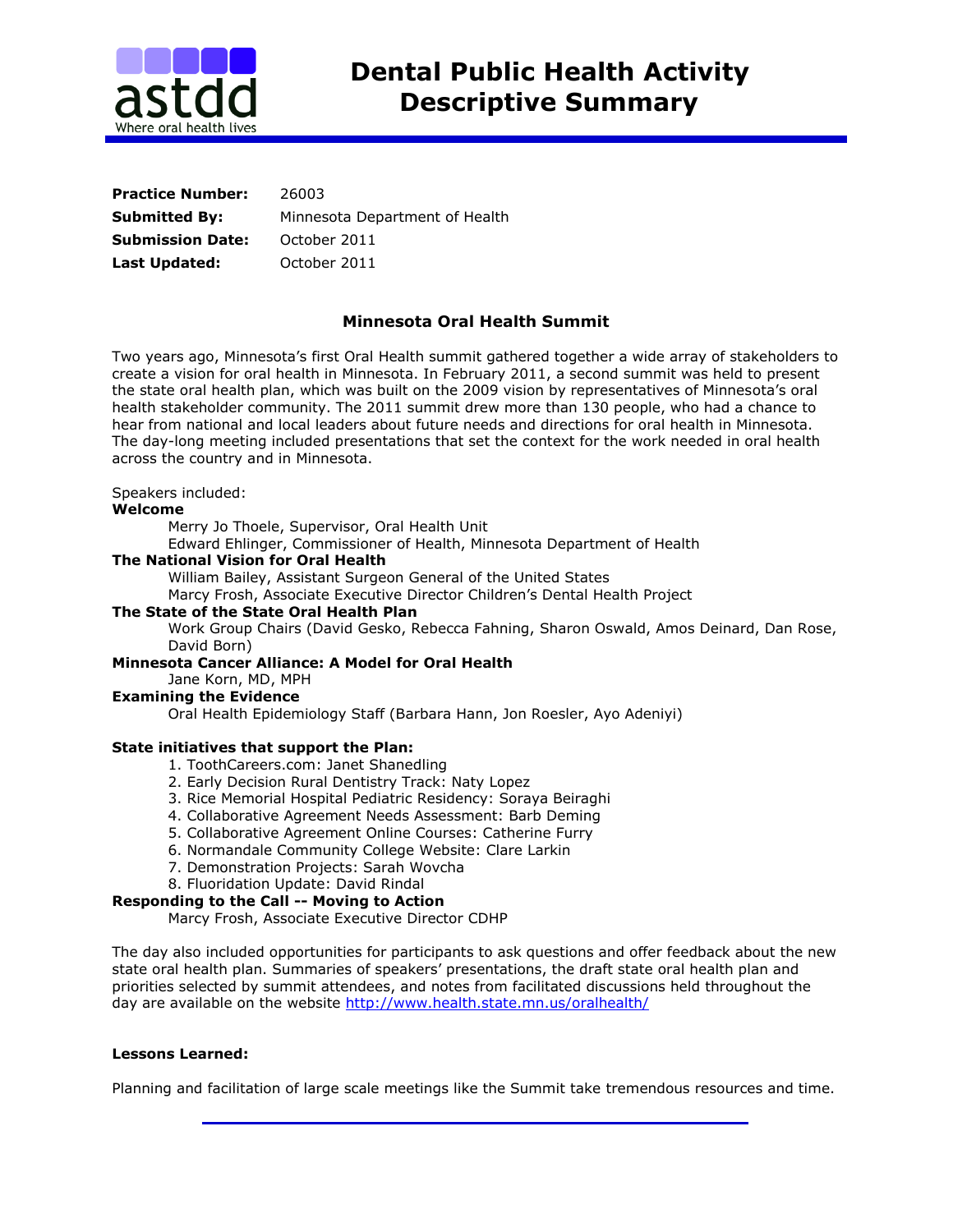# Dental Public Health Activity Descriptive Summary

**Practice Number:** 26003
**Submitted By:** Minnesota Department of Health
**Submission Date:** October 2011
**Last Updated:** October 2011

## Minnesota Oral Health Summit

Two years ago, Minnesota's first Oral Health summit gathered together a wide array of stakeholders to create a vision for oral health in Minnesota. In February 2011, a second summit was held to present the state oral health plan, which was built on the 2009 vision by representatives of Minnesota's oral health stakeholder community. The 2011 summit drew more than 130 people, who had a chance to hear from national and local leaders about future needs and directions for oral health in Minnesota. The day-long meeting included presentations that set the context for the work needed in oral health across the country and in Minnesota.

Speakers included:

**Welcome**

Merry Jo Thoele, Supervisor, Oral Health Unit
Edward Ehlinger, Commissioner of Health, Minnesota Department of Health

**The National Vision for Oral Health**

William Bailey, Assistant Surgeon General of the United States
Marcy Frosh, Associate Executive Director Children's Dental Health Project

**The State of the State Oral Health Plan**

Work Group Chairs (David Gesko, Rebecca Fahning, Sharon Oswald, Amos Deinard, Dan Rose, David Born)

**Minnesota Cancer Alliance: A Model for Oral Health**

Jane Korn, MD, MPH

**Examining the Evidence**

Oral Health Epidemiology Staff (Barbara Hann, Jon Roesler, Ayo Adeniyi)

**State initiatives that support the Plan:**

1. ToothCareers.com: Janet Shanedling
2. Early Decision Rural Dentistry Track: Naty Lopez
3. Rice Memorial Hospital Pediatric Residency: Soraya Beiraghi
4. Collaborative Agreement Needs Assessment: Barb Deming
5. Collaborative Agreement Online Courses: Catherine Furry
6. Normandale Community College Website: Clare Larkin
7. Demonstration Projects: Sarah Wovcha
8. Fluoridation Update: David Rindal

**Responding to the Call -- Moving to Action**

Marcy Frosh, Associate Executive Director CDHP

The day also included opportunities for participants to ask questions and offer feedback about the new state oral health plan. Summaries of speakers' presentations, the draft state oral health plan and priorities selected by summit attendees, and notes from facilitated discussions held throughout the day are available on the website http://www.health.state.mn.us/oralhealth/

**Lessons Learned:**

Planning and facilitation of large scale meetings like the Summit take tremendous resources and time.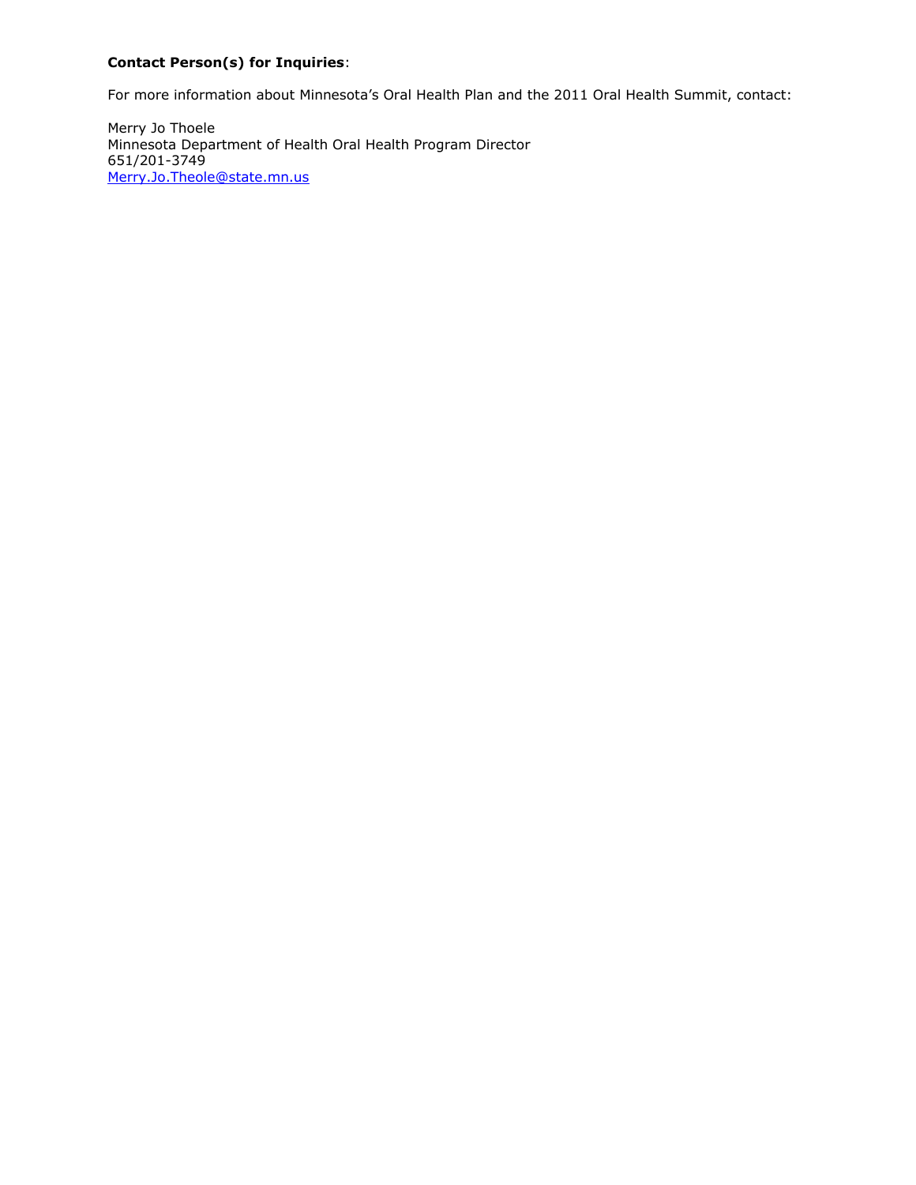**Contact Person(s) for Inquiries**:

For more information about Minnesota's Oral Health Plan and the 2011 Oral Health Summit, contact:

Merry Jo Thoele  
Minnesota Department of Health Oral Health Program Director  
651/201-3749  
Merry.Jo.Theole@state.mn.us